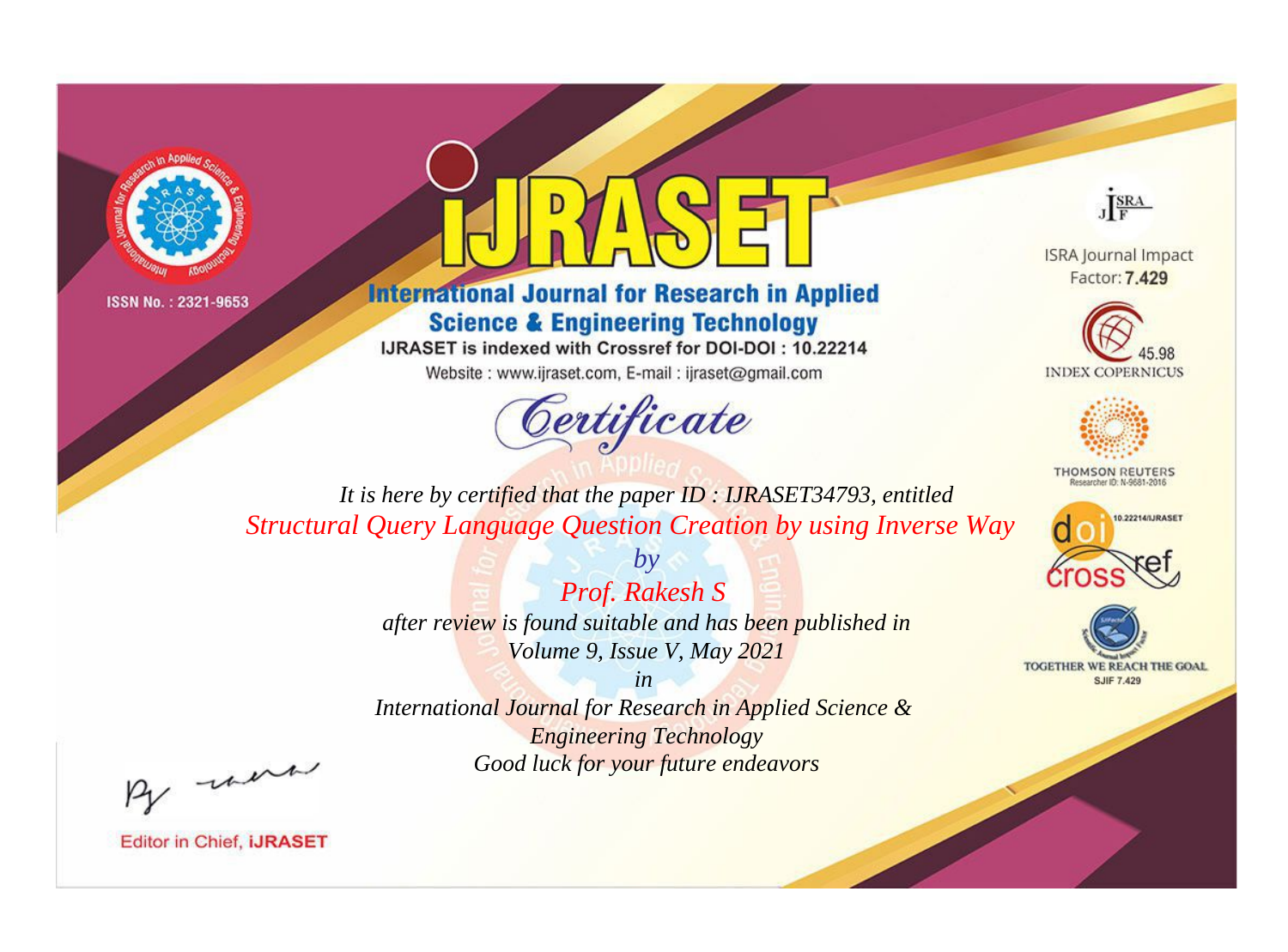ISSN No. : 2321-9653

# IJRASET

## International Journal for Research in Applied Science & Engineering Technology

IJRASET is indexed with Crossref for DOI-DOI : 10.22214

Website : www.ijraset.com, E-mail : ijraset@gmail.com

ISRA Journal Impact Factor: **7.429**

45.98 INDEX COPERNICUS

THOMSON REUTERS Researcher ID: N-9681-2016

10.22214/IJRASET

TOGETHER WE REACH THE GOAL SJIF 7.429

## *Certificate*

*It is here by certified that the paper ID : IJRASET34793, entitled*

*Structural Query Language Question Creation by using Inverse Way*

*by*

*Prof. Rakesh S*

*after review is found suitable and has been published in*

*Volume 9, Issue V, May 2021*

*in*

*International Journal for Research in Applied Science & Engineering Technology*

*Good luck for your future endeavors*

Editor in Chief, **iJRASET**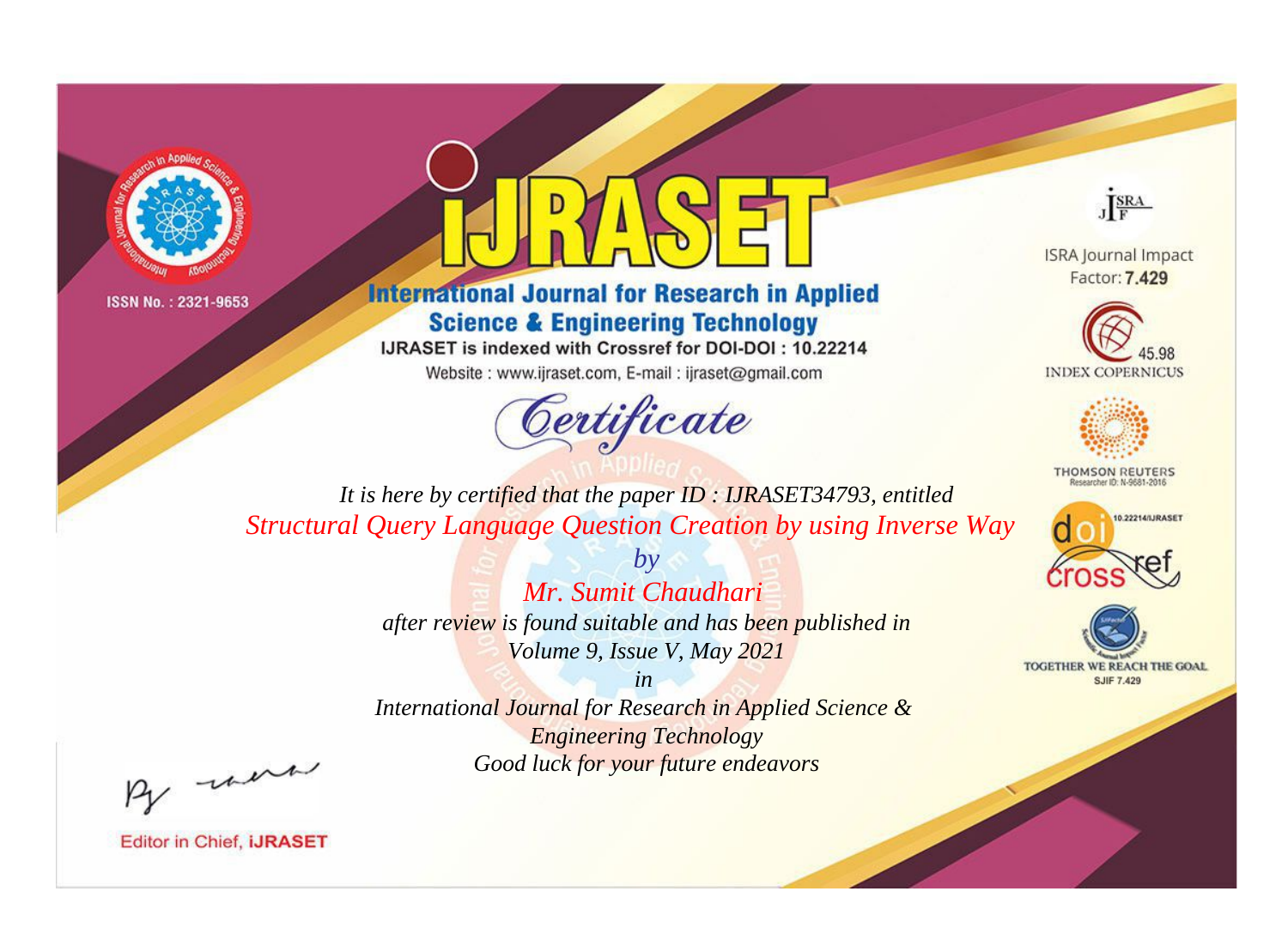ISSN No. : 2321-9653

# iJRASET

## International Journal for Research in Applied Science & Engineering Technology

IJRASET is indexed with Crossref for DOI-DOI : 10.22214

Website : www.ijraset.com, E-mail : ijraset@gmail.com

*Certificate*

*It is here by certified that the paper ID : IJRASET34793, entitled*

*Structural Query Language Question Creation by using Inverse Way*

*by*

*Mr. Sumit Chaudhari*

*after review is found suitable and has been published in*

*Volume 9, Issue V, May 2021*

*in*

*International Journal for Research in Applied Science & Engineering Technology*

*Good luck for your future endeavors*

ISRA Journal Impact Factor: **7.429**

45.98 INDEX COPERNICUS

THOMSON REUTERS Researcher ID: N-9681-2016

10.22214/IJRASET

TOGETHER WE REACH THE GOAL SJIF 7.429

Editor in Chief, **iJRASET**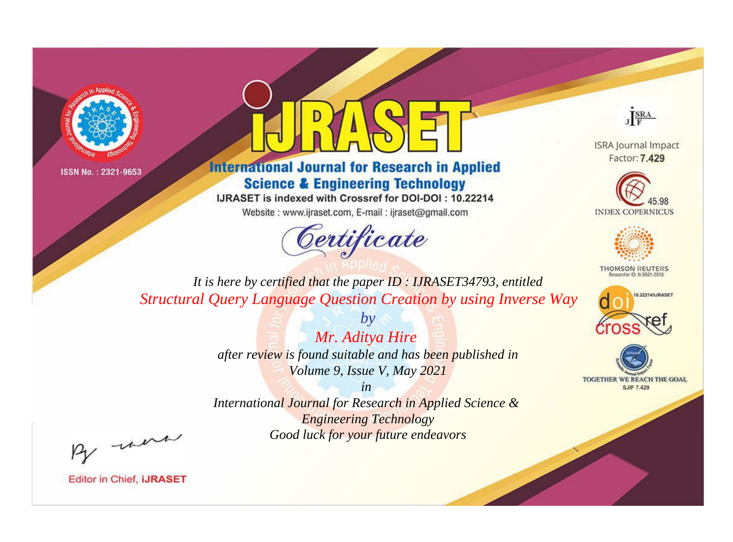ISSN No. : 2321-9653

# iJRASET

## International Journal for Research in Applied Science & Engineering Technology

IJRASET is indexed with Crossref for DOI-DOI : 10.22214

Website : www.ijraset.com, E-mail : ijraset@gmail.com

ISRA Journal Impact Factor: **7.429**

45.98 INDEX COPERNICUS

THOMSON REUTERS Researcher ID: N-9681-2016

10.22214/IJRASET

TOGETHER WE REACH THE GOAL SJIF 7.429

# *Certificate*

*It is here by certified that the paper ID : IJRASET34793, entitled*

*Structural Query Language Question Creation by using Inverse Way*

*by*

*Mr. Aditya Hire*

*after review is found suitable and has been published in*

*Volume 9, Issue V, May 2021*

*in*

*International Journal for Research in Applied Science & Engineering Technology*

*Good luck for your future endeavors*

Editor in Chief, **iJRASET**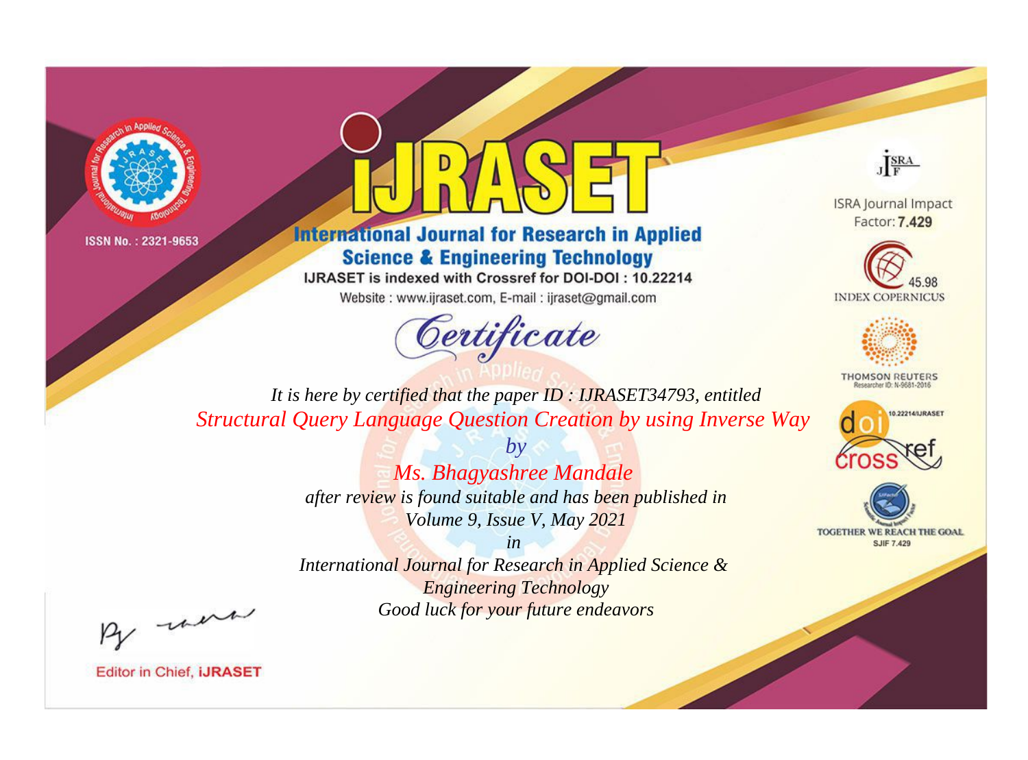ISSN No. : 2321-9653

# iJRASET

## International Journal for Research in Applied Science & Engineering Technology

IJRASET is indexed with Crossref for DOI-DOI : 10.22214

Website : www.ijraset.com, E-mail : ijraset@gmail.com

## Certificate

*It is here by certified that the paper ID : IJRASET34793, entitled*

*Structural Query Language Question Creation by using Inverse Way*

*by*

*Ms. Bhagyashree Mandale*

*after review is found suitable and has been published in*

*Volume 9, Issue V, May 2021*

*in*

*International Journal for Research in Applied Science & Engineering Technology*

*Good luck for your future endeavors*

ISRA Journal Impact Factor: **7.429**

45.98 INDEX COPERNICUS

THOMSON REUTERS Researcher ID: N-9681-2016

10.22214/IJRASET

TOGETHER WE REACH THE GOAL SJIF 7.429

Editor in Chief, **iJRASET**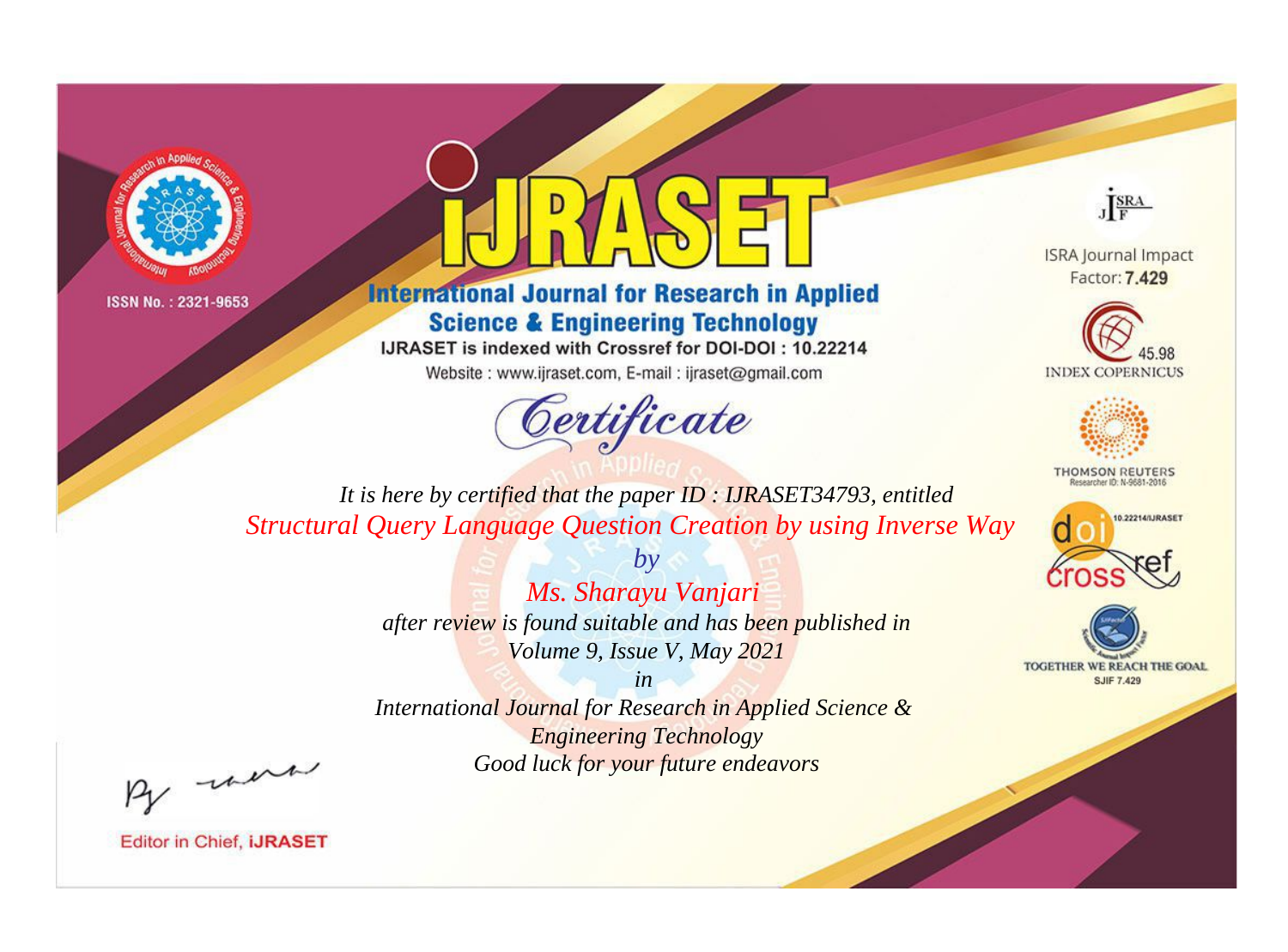ISSN No. : 2321-9653

# IJRASET

## International Journal for Research in Applied Science & Engineering Technology

IJRASET is indexed with Crossref for DOI-DOI : 10.22214

Website : www.ijraset.com, E-mail : ijraset@gmail.com

*Certificate*

*It is here by certified that the paper ID : IJRASET34793, entitled*

*Structural Query Language Question Creation by using Inverse Way*

*by*

*Ms. Sharayu Vanjari*

*after review is found suitable and has been published in*

*Volume 9, Issue V, May 2021*

*in*

*International Journal for Research in Applied Science & Engineering Technology*

*Good luck for your future endeavors*

ISRA Journal Impact Factor: **7.429**

45.98 INDEX COPERNICUS

THOMSON REUTERS Researcher ID: N-9681-2016

10.22214/IJRASET

TOGETHER WE REACH THE GOAL SJIF 7.429

Editor in Chief, **iJRASET**